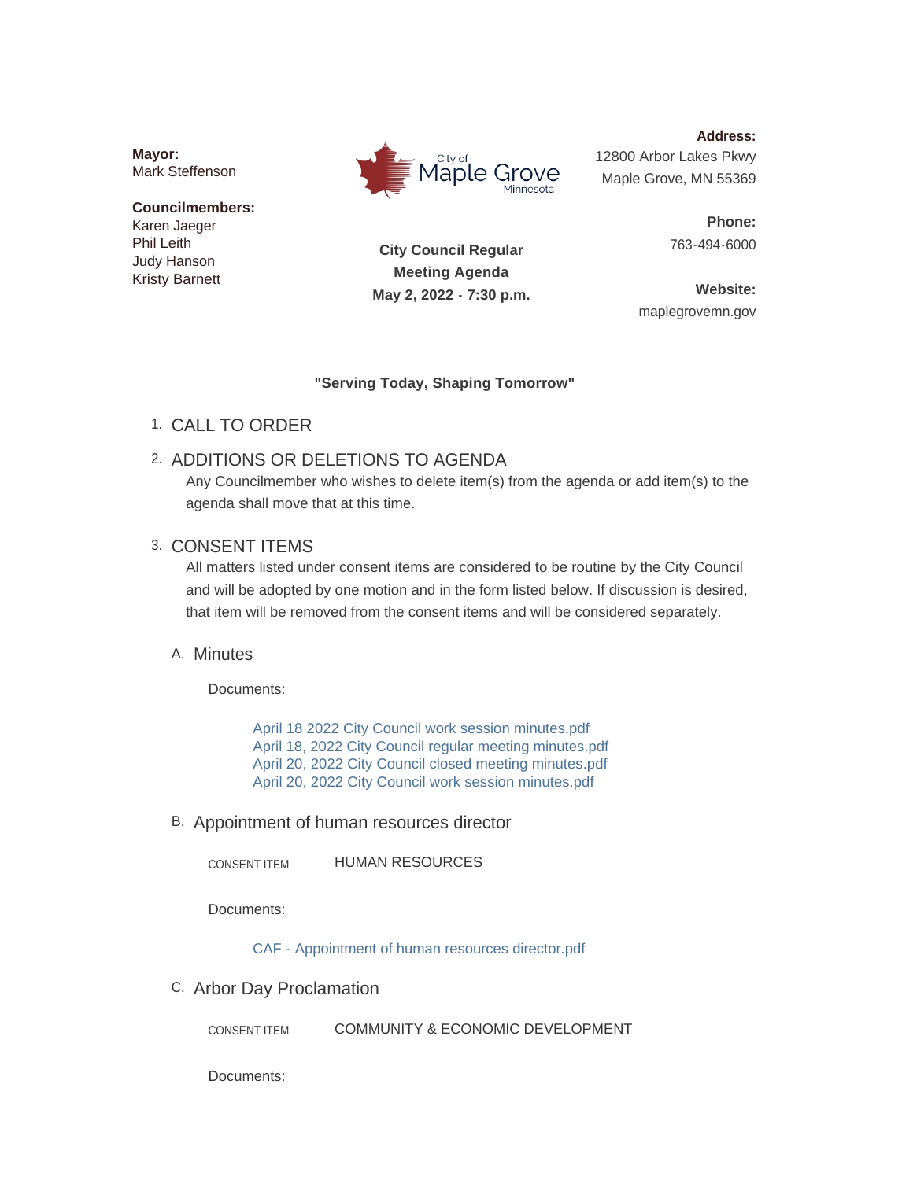**Mayor:**
Mark Steffenson

**Councilmembers:**
Karen Jaeger
Phil Leith
Judy Hanson
Kristy Barnett

City of Maple Grove Minnesota

**City Council Regular Meeting Agenda**
**May 2, 2022 - 7:30 p.m.**

**Address:**
12800 Arbor Lakes Pkwy
Maple Grove, MN 55369

**Phone:**
763-494-6000

**Website:**
maplegrovemn.gov

**"Serving Today, Shaping Tomorrow"**

1. CALL TO ORDER

2. ADDITIONS OR DELETIONS TO AGENDA

   Any Councilmember who wishes to delete item(s) from the agenda or add item(s) to the agenda shall move that at this time.

3. CONSENT ITEMS

   All matters listed under consent items are considered to be routine by the City Council and will be adopted by one motion and in the form listed below. If discussion is desired, that item will be removed from the consent items and will be considered separately.

   A. Minutes

      Documents:

      April 18 2022 City Council work session minutes.pdf
      April 18, 2022 City Council regular meeting minutes.pdf
      April 20, 2022 City Council closed meeting minutes.pdf
      April 20, 2022 City Council work session minutes.pdf

   B. Appointment of human resources director

      CONSENT ITEM HUMAN RESOURCES

      Documents:

      CAF - Appointment of human resources director.pdf

   C. Arbor Day Proclamation

      CONSENT ITEM COMMUNITY & ECONOMIC DEVELOPMENT

      Documents: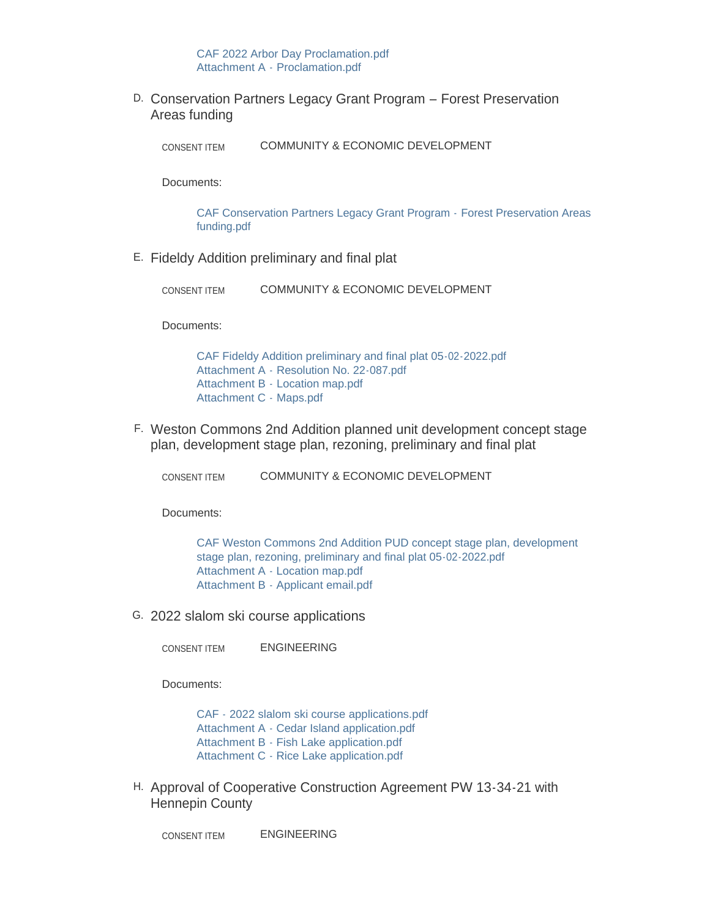CAF 2022 Arbor Day Proclamation.pdf
Attachment A - Proclamation.pdf

D. Conservation Partners Legacy Grant Program – Forest Preservation Areas funding

CONSENT ITEM COMMUNITY & ECONOMIC DEVELOPMENT

Documents:

CAF Conservation Partners Legacy Grant Program - Forest Preservation Areas funding.pdf

E. Fideldy Addition preliminary and final plat

CONSENT ITEM COMMUNITY & ECONOMIC DEVELOPMENT

Documents:

CAF Fideldy Addition preliminary and final plat 05-02-2022.pdf
Attachment A - Resolution No. 22-087.pdf
Attachment B - Location map.pdf
Attachment C - Maps.pdf

F. Weston Commons 2nd Addition planned unit development concept stage plan, development stage plan, rezoning, preliminary and final plat

CONSENT ITEM COMMUNITY & ECONOMIC DEVELOPMENT

Documents:

CAF Weston Commons 2nd Addition PUD concept stage plan, development stage plan, rezoning, preliminary and final plat 05-02-2022.pdf
Attachment A - Location map.pdf
Attachment B - Applicant email.pdf

G. 2022 slalom ski course applications

CONSENT ITEM ENGINEERING

Documents:

CAF - 2022 slalom ski course applications.pdf
Attachment A - Cedar Island application.pdf
Attachment B - Fish Lake application.pdf
Attachment C - Rice Lake application.pdf

H. Approval of Cooperative Construction Agreement PW 13-34-21 with Hennepin County

CONSENT ITEM ENGINEERING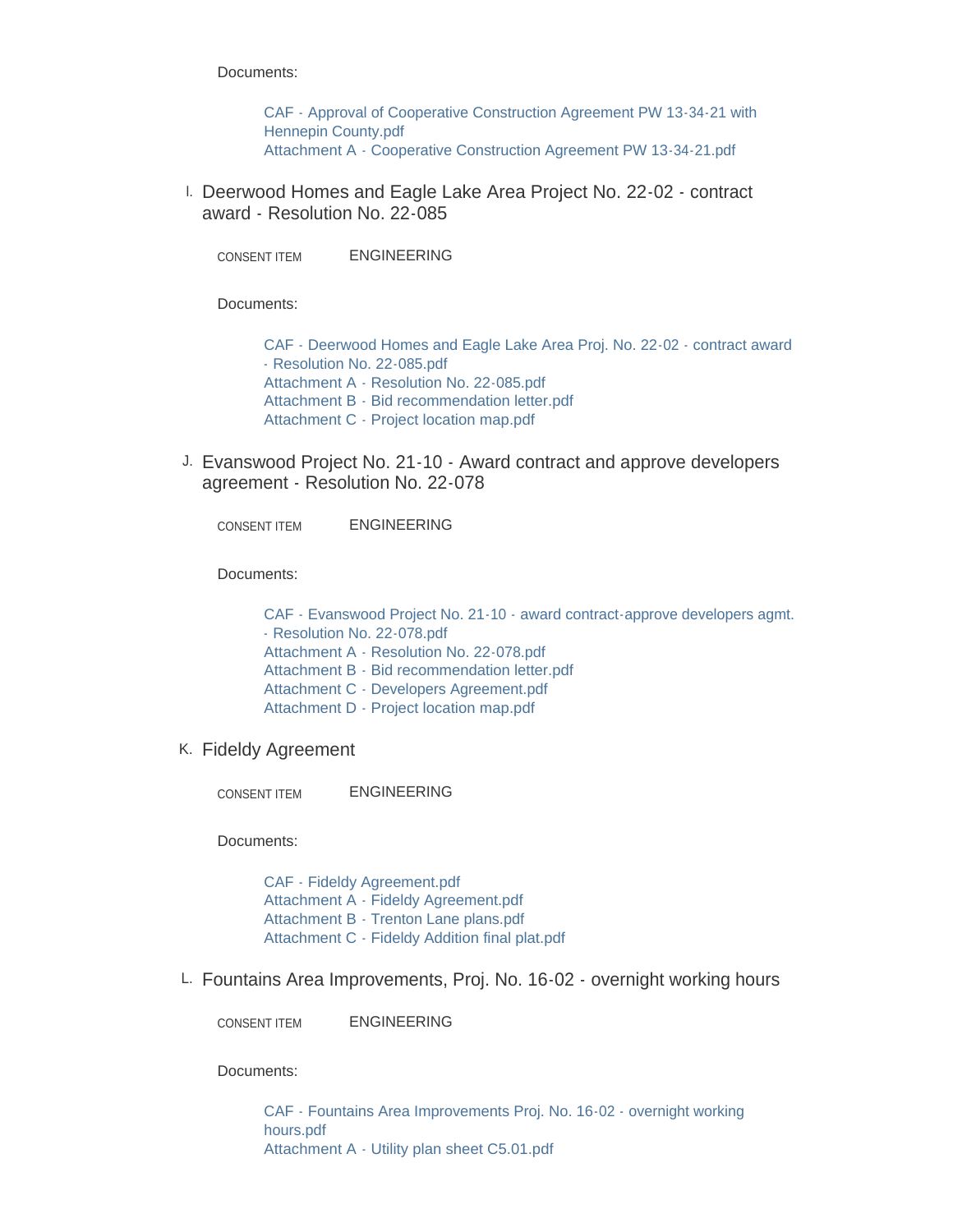Documents:

- CAF - Approval of Cooperative Construction Agreement PW 13-34-21 with Hennepin County.pdf
- Attachment A - Cooperative Construction Agreement PW 13-34-21.pdf

I. Deerwood Homes and Eagle Lake Area Project No. 22-02 - contract award - Resolution No. 22-085

CONSENT ITEM ENGINEERING

Documents:

- CAF - Deerwood Homes and Eagle Lake Area Proj. No. 22-02 - contract award - Resolution No. 22-085.pdf
- Attachment A - Resolution No. 22-085.pdf
- Attachment B - Bid recommendation letter.pdf
- Attachment C - Project location map.pdf

J. Evanswood Project No. 21-10 - Award contract and approve developers agreement - Resolution No. 22-078

CONSENT ITEM ENGINEERING

Documents:

- CAF - Evanswood Project No. 21-10 - award contract-approve developers agmt. - Resolution No. 22-078.pdf
- Attachment A - Resolution No. 22-078.pdf
- Attachment B - Bid recommendation letter.pdf
- Attachment C - Developers Agreement.pdf
- Attachment D - Project location map.pdf

K. Fideldy Agreement

CONSENT ITEM ENGINEERING

Documents:

- CAF - Fideldy Agreement.pdf
- Attachment A - Fideldy Agreement.pdf
- Attachment B - Trenton Lane plans.pdf
- Attachment C - Fideldy Addition final plat.pdf

L. Fountains Area Improvements, Proj. No. 16-02 - overnight working hours

CONSENT ITEM ENGINEERING

Documents:

- CAF - Fountains Area Improvements Proj. No. 16-02 - overnight working hours.pdf
- Attachment A - Utility plan sheet C5.01.pdf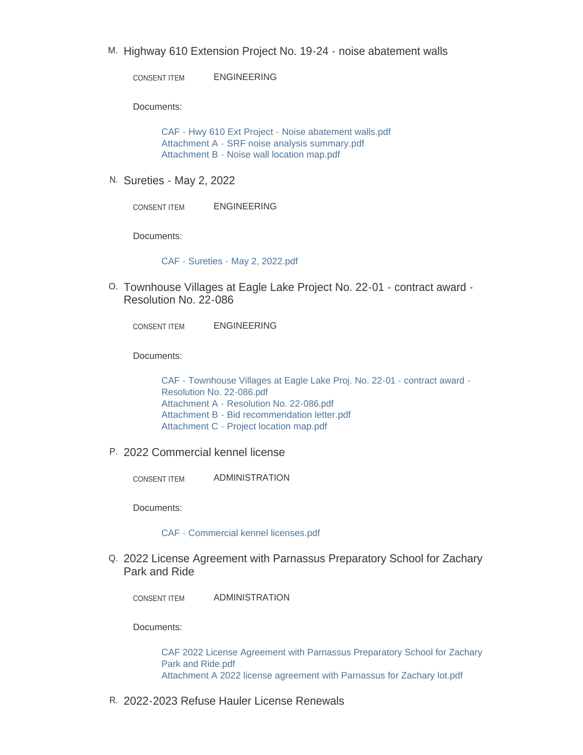M. Highway 610 Extension Project No. 19-24 - noise abatement walls

CONSENT ITEM ENGINEERING

Documents:

- CAF - Hwy 610 Ext Project - Noise abatement walls.pdf
- Attachment A - SRF noise analysis summary.pdf
- Attachment B - Noise wall location map.pdf

N. Sureties - May 2, 2022

CONSENT ITEM ENGINEERING

Documents:

- CAF - Sureties - May 2, 2022.pdf

O. Townhouse Villages at Eagle Lake Project No. 22-01 - contract award - Resolution No. 22-086

CONSENT ITEM ENGINEERING

Documents:

- CAF - Townhouse Villages at Eagle Lake Proj. No. 22-01 - contract award - Resolution No. 22-086.pdf
- Attachment A - Resolution No. 22-086.pdf
- Attachment B - Bid recommendation letter.pdf
- Attachment C - Project location map.pdf

P. 2022 Commercial kennel license

CONSENT ITEM ADMINISTRATION

Documents:

- CAF - Commercial kennel licenses.pdf

Q. 2022 License Agreement with Parnassus Preparatory School for Zachary Park and Ride

CONSENT ITEM ADMINISTRATION

Documents:

- CAF 2022 License Agreement with Parnassus Preparatory School for Zachary Park and Ride.pdf
- Attachment A 2022 license agreement with Parnassus for Zachary lot.pdf

R. 2022-2023 Refuse Hauler License Renewals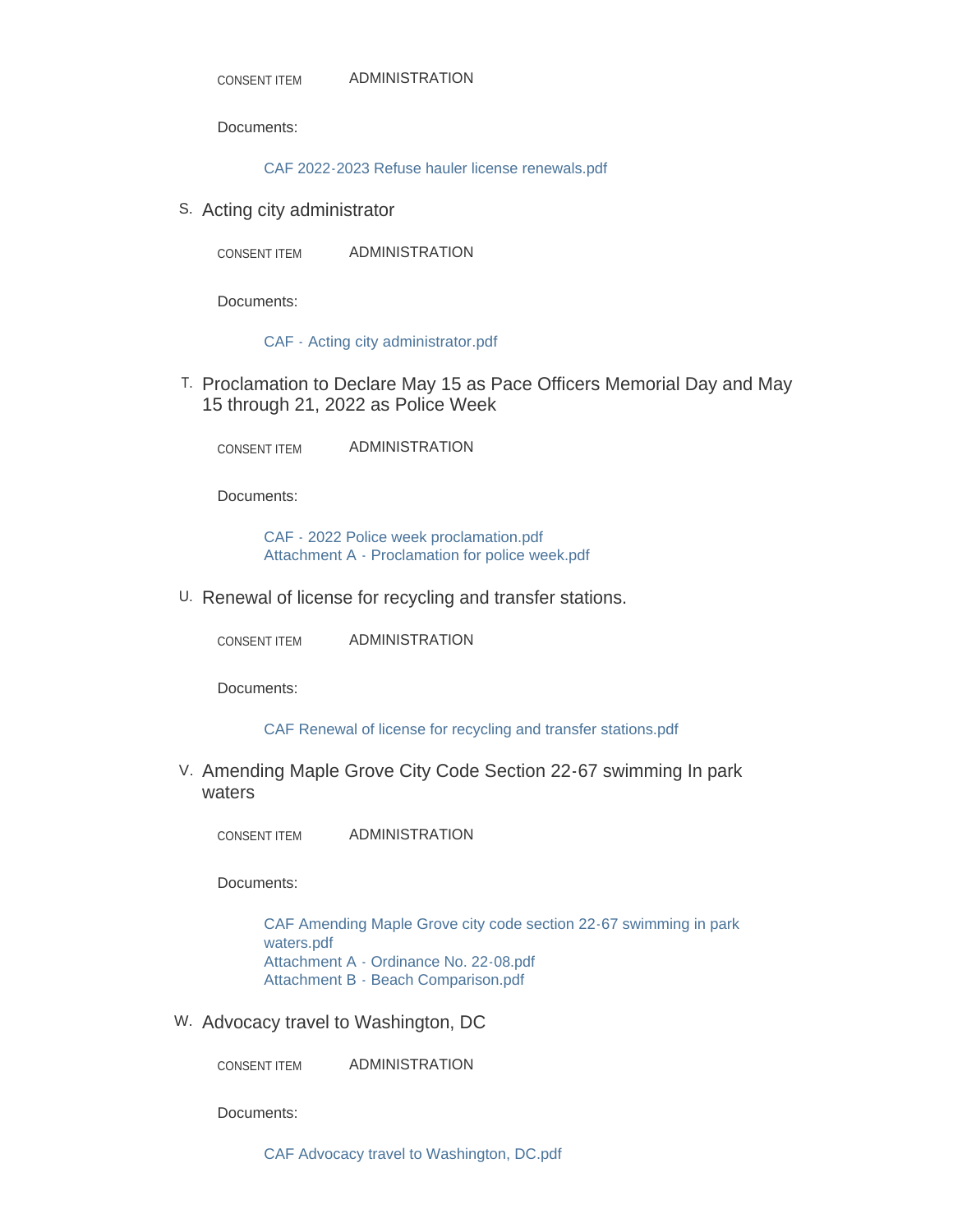CONSENT ITEM ADMINISTRATION

Documents:

CAF 2022-2023 Refuse hauler license renewals.pdf

S. Acting city administrator

CONSENT ITEM ADMINISTRATION

Documents:

CAF - Acting city administrator.pdf

T. Proclamation to Declare May 15 as Pace Officers Memorial Day and May 15 through 21, 2022 as Police Week

CONSENT ITEM ADMINISTRATION

Documents:

CAF - 2022 Police week proclamation.pdf
Attachment A - Proclamation for police week.pdf

U. Renewal of license for recycling and transfer stations.

CONSENT ITEM ADMINISTRATION

Documents:

CAF Renewal of license for recycling and transfer stations.pdf

V. Amending Maple Grove City Code Section 22-67 swimming In park waters

CONSENT ITEM ADMINISTRATION

Documents:

CAF Amending Maple Grove city code section 22-67 swimming in park waters.pdf
Attachment A - Ordinance No. 22-08.pdf
Attachment B - Beach Comparison.pdf

W. Advocacy travel to Washington, DC

CONSENT ITEM ADMINISTRATION

Documents:

CAF Advocacy travel to Washington, DC.pdf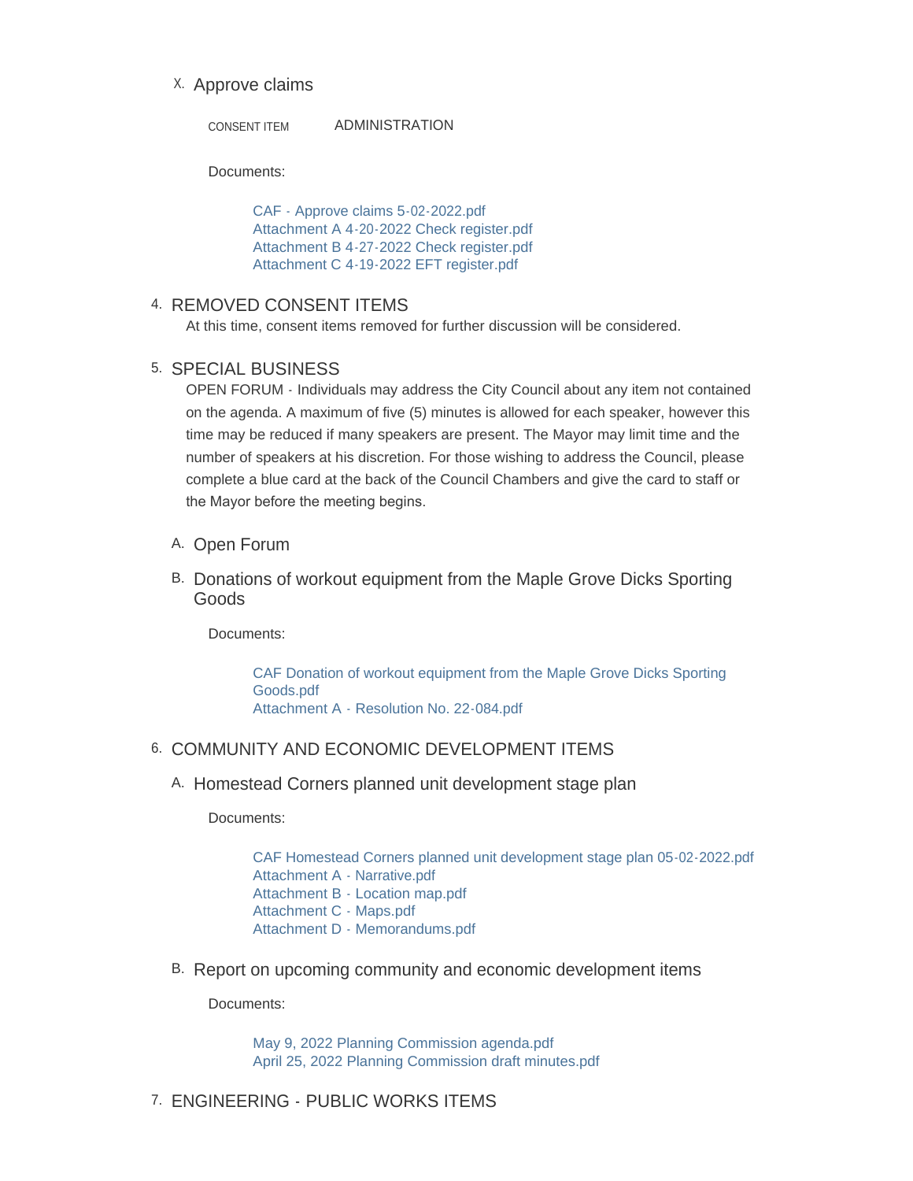X. Approve claims

CONSENT ITEM ADMINISTRATION

Documents:

- CAF - Approve claims 5-02-2022.pdf
- Attachment A 4-20-2022 Check register.pdf
- Attachment B 4-27-2022 Check register.pdf
- Attachment C 4-19-2022 EFT register.pdf

## 4. REMOVED CONSENT ITEMS

At this time, consent items removed for further discussion will be considered.

## 5. SPECIAL BUSINESS

OPEN FORUM - Individuals may address the City Council about any item not contained on the agenda. A maximum of five (5) minutes is allowed for each speaker, however this time may be reduced if many speakers are present. The Mayor may limit time and the number of speakers at his discretion. For those wishing to address the Council, please complete a blue card at the back of the Council Chambers and give the card to staff or the Mayor before the meeting begins.

### A. Open Forum

### B. Donations of workout equipment from the Maple Grove Dicks Sporting Goods

Documents:

- CAF Donation of workout equipment from the Maple Grove Dicks Sporting Goods.pdf
- Attachment A - Resolution No. 22-084.pdf

## 6. COMMUNITY AND ECONOMIC DEVELOPMENT ITEMS

### A. Homestead Corners planned unit development stage plan

Documents:

- CAF Homestead Corners planned unit development stage plan 05-02-2022.pdf
- Attachment A - Narrative.pdf
- Attachment B - Location map.pdf
- Attachment C - Maps.pdf
- Attachment D - Memorandums.pdf

### B. Report on upcoming community and economic development items

Documents:

- May 9, 2022 Planning Commission agenda.pdf
- April 25, 2022 Planning Commission draft minutes.pdf

## 7. ENGINEERING - PUBLIC WORKS ITEMS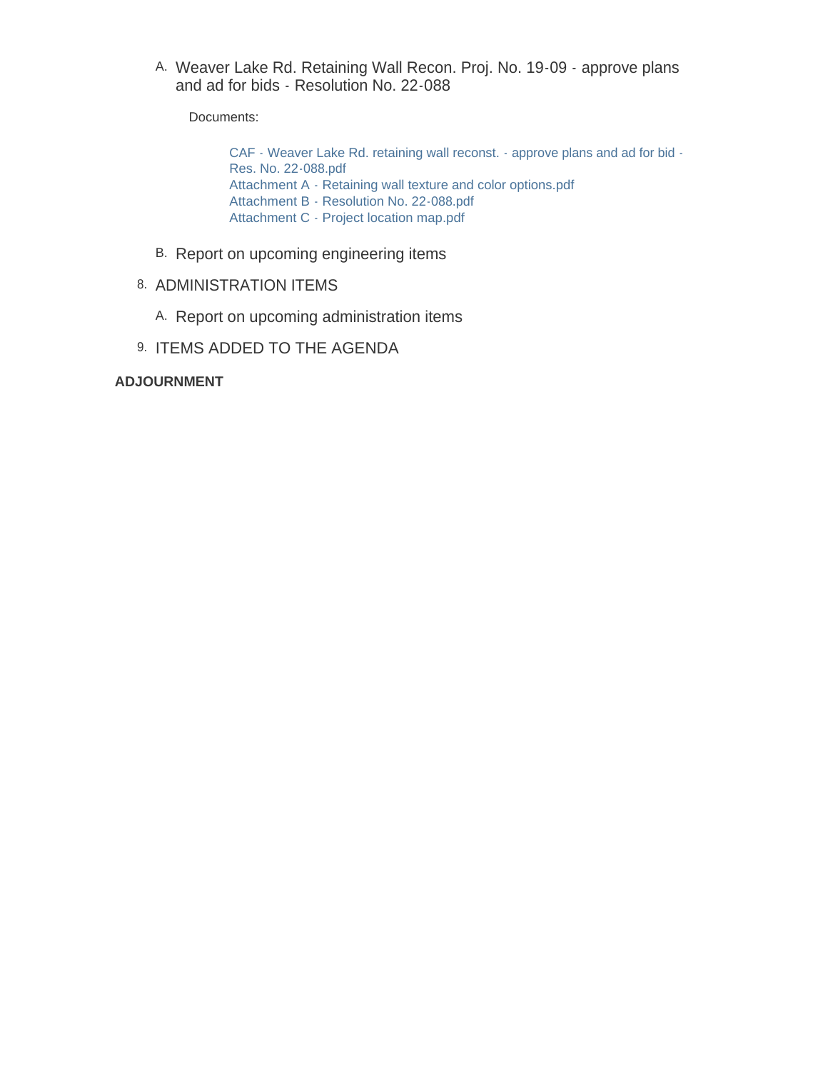A. Weaver Lake Rd. Retaining Wall Recon. Proj. No. 19-09 - approve plans and ad for bids - Resolution No. 22-088

Documents:

CAF - Weaver Lake Rd. retaining wall reconst. - approve plans and ad for bid - Res. No. 22-088.pdf
Attachment A - Retaining wall texture and color options.pdf
Attachment B - Resolution No. 22-088.pdf
Attachment C - Project location map.pdf

B. Report on upcoming engineering items

8. ADMINISTRATION ITEMS

A. Report on upcoming administration items

9. ITEMS ADDED TO THE AGENDA

**ADJOURNMENT**